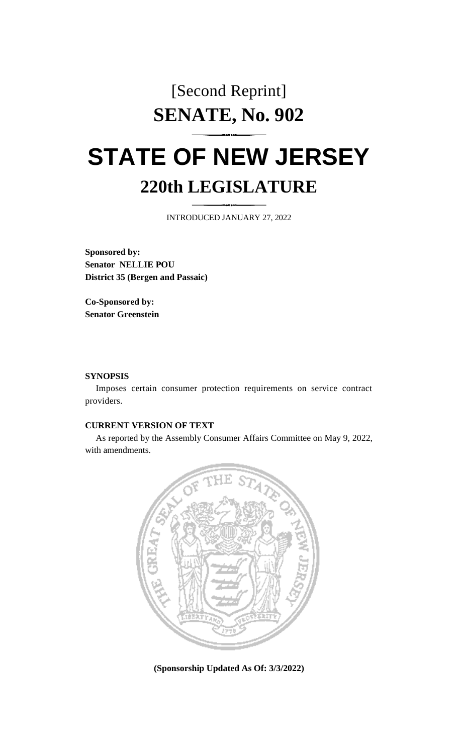[Second Reprint]

# SENATE, No. 902

# STATE OF NEW JERSEY

## 220th LEGISLATURE

INTRODUCED JANUARY 27, 2022

**Sponsored by:**
**Senator NELLIE POU**
**District 35 (Bergen and Passaic)**

**Co-Sponsored by:**
**Senator Greenstein**

**SYNOPSIS**

Imposes certain consumer protection requirements on service contract providers.

**CURRENT VERSION OF TEXT**

As reported by the Assembly Consumer Affairs Committee on May 9, 2022, with amendments.

**(Sponsorship Updated As Of: 3/3/2022)**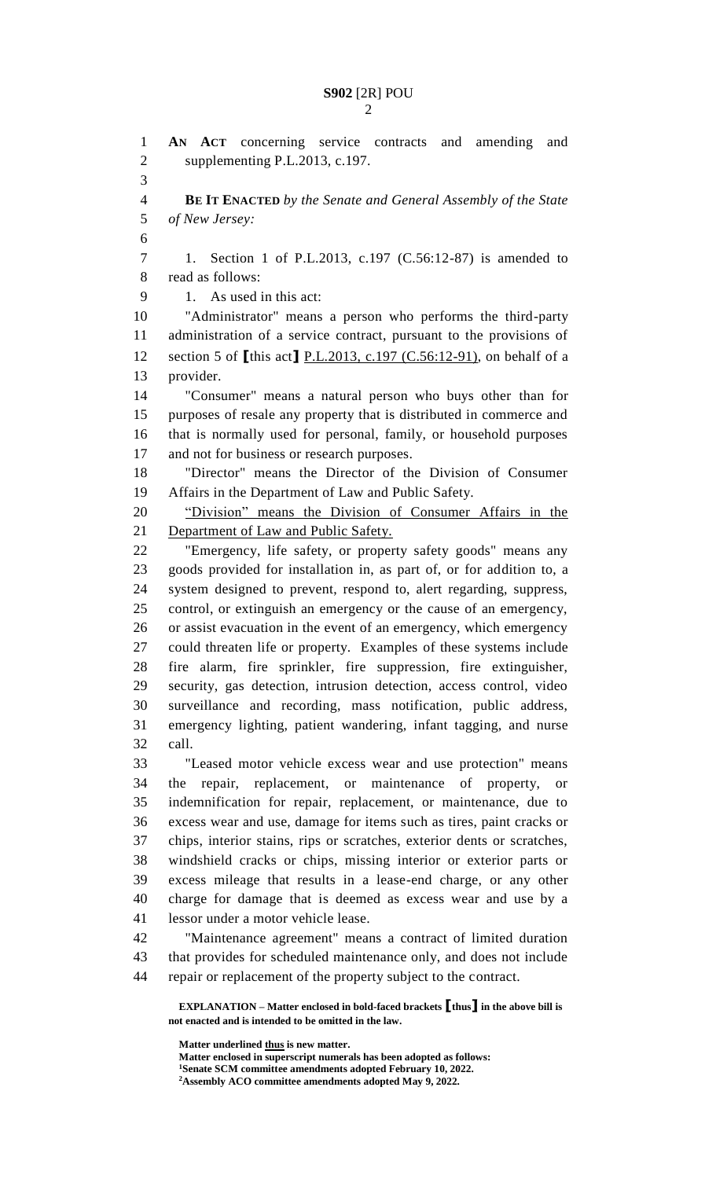AN ACT concerning service contracts and amending and supplementing P.L.2013, c.197.

**BE IT ENACTED** *by the Senate and General Assembly of the State of New Jersey:*

1. Section 1 of P.L.2013, c.197 (C.56:12-87) is amended to read as follows:

1. As used in this act:

"Administrator" means a person who performs the third-party administration of a service contract, pursuant to the provisions of section 5 of **[**this act**]** <u>P.L.2013, c.197 (C.56:12-91)</u>, on behalf of a provider.

"Consumer" means a natural person who buys other than for purposes of resale any property that is distributed in commerce and that is normally used for personal, family, or household purposes and not for business or research purposes.

"Director" means the Director of the Division of Consumer Affairs in the Department of Law and Public Safety.

<u>"Division" means the Division of Consumer Affairs in the Department of Law and Public Safety.</u>

"Emergency, life safety, or property safety goods" means any goods provided for installation in, as part of, or for addition to, a system designed to prevent, respond to, alert regarding, suppress, control, or extinguish an emergency or the cause of an emergency, or assist evacuation in the event of an emergency, which emergency could threaten life or property. Examples of these systems include fire alarm, fire sprinkler, fire suppression, fire extinguisher, security, gas detection, intrusion detection, access control, video surveillance and recording, mass notification, public address, emergency lighting, patient wandering, infant tagging, and nurse call.

"Leased motor vehicle excess wear and use protection" means the repair, replacement, or maintenance of property, or indemnification for repair, replacement, or maintenance, due to excess wear and use, damage for items such as tires, paint cracks or chips, interior stains, rips or scratches, exterior dents or scratches, windshield cracks or chips, missing interior or exterior parts or excess mileage that results in a lease-end charge, or any other charge for damage that is deemed as excess wear and use by a lessor under a motor vehicle lease.

"Maintenance agreement" means a contract of limited duration that provides for scheduled maintenance only, and does not include repair or replacement of the property subject to the contract.

**EXPLANATION – Matter enclosed in bold-faced brackets [thus] in the above bill is not enacted and is intended to be omitted in the law.**

**Matter underlined <u>thus</u> is new matter.**
**Matter enclosed in superscript numerals has been adopted as follows:**
**[1]Senate SCM committee amendments adopted February 10, 2022.**
**[2]Assembly ACO committee amendments adopted May 9, 2022.**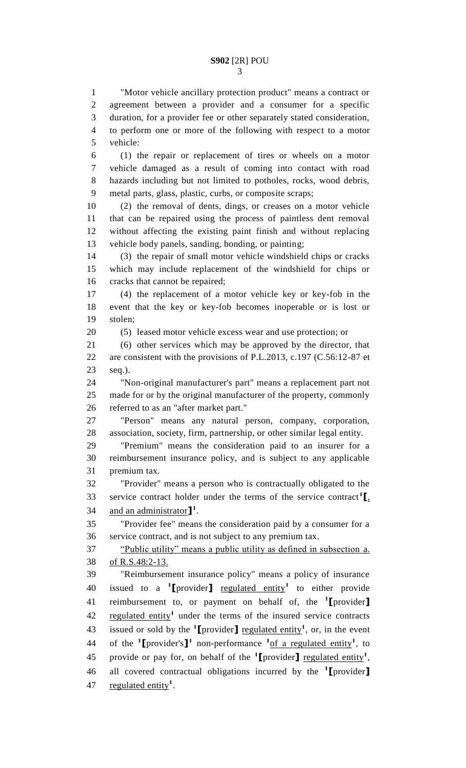"Motor vehicle ancillary protection product" means a contract or agreement between a provider and a consumer for a specific duration, for a provider fee or other separately stated consideration, to perform one or more of the following with respect to a motor vehicle:

(1) the repair or replacement of tires or wheels on a motor vehicle damaged as a result of coming into contact with road hazards including but not limited to potholes, rocks, wood debris, metal parts, glass, plastic, curbs, or composite scraps;

(2) the removal of dents, dings, or creases on a motor vehicle that can be repaired using the process of paintless dent removal without affecting the existing paint finish and without replacing vehicle body panels, sanding, bonding, or painting;

(3) the repair of small motor vehicle windshield chips or cracks which may include replacement of the windshield for chips or cracks that cannot be repaired;

(4) the replacement of a motor vehicle key or key-fob in the event that the key or key-fob becomes inoperable or is lost or stolen;

(5) leased motor vehicle excess wear and use protection; or

(6) other services which may be approved by the director, that are consistent with the provisions of P.L.2013, c.197 (C.56:12-87 et seq.).

"Non-original manufacturer's part" means a replacement part not made for or by the original manufacturer of the property, commonly referred to as an "after market part."

"Person" means any natural person, company, corporation, association, society, firm, partnership, or other similar legal entity.

"Premium" means the consideration paid to an insurer for a reimbursement insurance policy, and is subject to any applicable premium tax.

"Provider" means a person who is contractually obligated to the service contract holder under the terms of the service contract[1]【, and an administrator】[1].

"Provider fee" means the consideration paid by a consumer for a service contract, and is not subject to any premium tax.

"Public utility" means a public utility as defined in subsection a. of R.S.48:2-13.

"Reimbursement insurance policy" means a policy of insurance issued to a [1]【provider】 regulated entity[1] to either provide reimbursement to, or payment on behalf of, the [1]【provider】 regulated entity[1] under the terms of the insured service contracts issued or sold by the [1]【provider】 regulated entity[1], or, in the event of the [1]【provider's】[1] non-performance [1]of a regulated entity[1], to provide or pay for, on behalf of the [1]【provider】 regulated entity[1], all covered contractual obligations incurred by the [1]【provider】 regulated entity[1].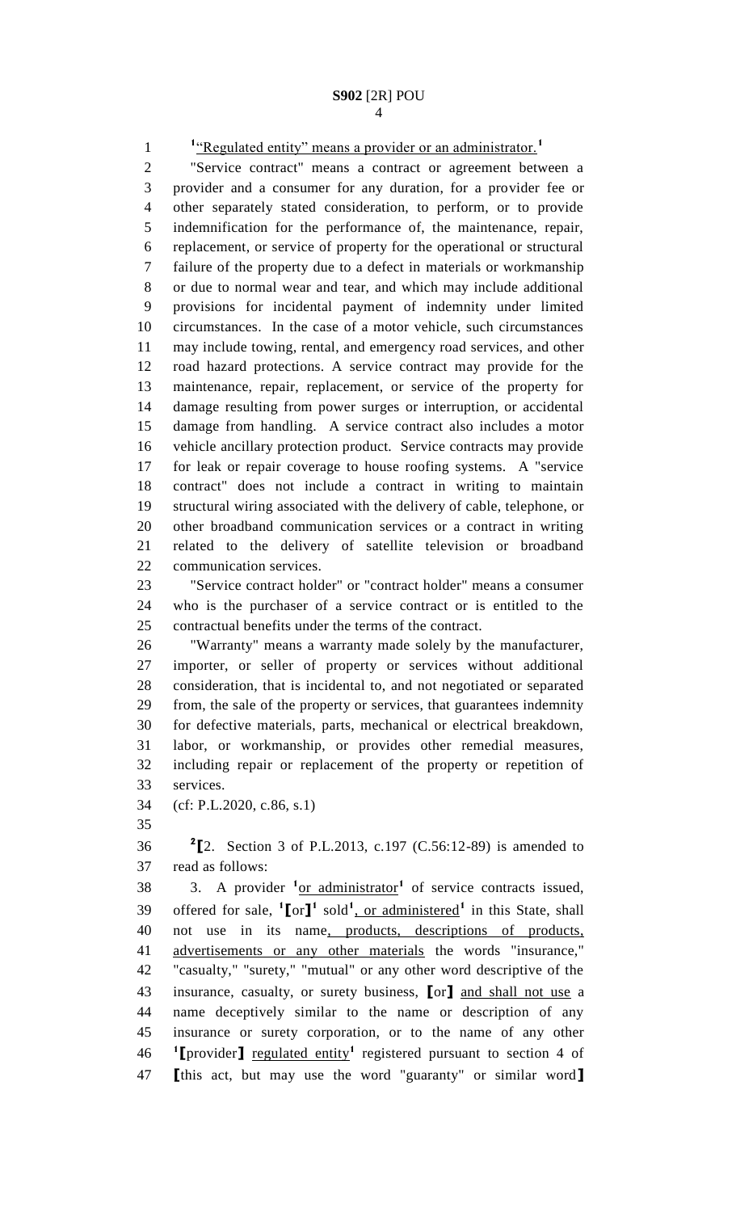[1]"Regulated entity" means a provider or an administrator.[1]

"Service contract" means a contract or agreement between a provider and a consumer for any duration, for a provider fee or other separately stated consideration, to perform, or to provide indemnification for the performance of, the maintenance, repair, replacement, or service of property for the operational or structural failure of the property due to a defect in materials or workmanship or due to normal wear and tear, and which may include additional provisions for incidental payment of indemnity under limited circumstances. In the case of a motor vehicle, such circumstances may include towing, rental, and emergency road services, and other road hazard protections. A service contract may provide for the maintenance, repair, replacement, or service of the property for damage resulting from power surges or interruption, or accidental damage from handling. A service contract also includes a motor vehicle ancillary protection product. Service contracts may provide for leak or repair coverage to house roofing systems. A "service contract" does not include a contract in writing to maintain structural wiring associated with the delivery of cable, telephone, or other broadband communication services or a contract in writing related to the delivery of satellite television or broadband communication services.

"Service contract holder" or "contract holder" means a consumer who is the purchaser of a service contract or is entitled to the contractual benefits under the terms of the contract.

"Warranty" means a warranty made solely by the manufacturer, importer, or seller of property or services without additional consideration, that is incidental to, and not negotiated or separated from, the sale of the property or services, that guarantees indemnity for defective materials, parts, mechanical or electrical breakdown, labor, or workmanship, or provides other remedial measures, including repair or replacement of the property or repetition of services.

(cf: P.L.2020, c.86, s.1)

[2]⟦2. Section 3 of P.L.2013, c.197 (C.56:12-89) is amended to read as follows:

3. A provider [1]or administrator[1] of service contracts issued, offered for sale, [1]⟦or⟧[1] sold[1], or administered[1] in this State, shall not use in its name, products, descriptions of products, advertisements or any other materials the words "insurance," "casualty," "surety," "mutual" or any other word descriptive of the insurance, casualty, or surety business, ⟦or⟧ and shall not use a name deceptively similar to the name or description of any insurance or surety corporation, or to the name of any other [1]⟦provider⟧ regulated entity[1] registered pursuant to section 4 of ⟦this act, but may use the word "guaranty" or similar word⟧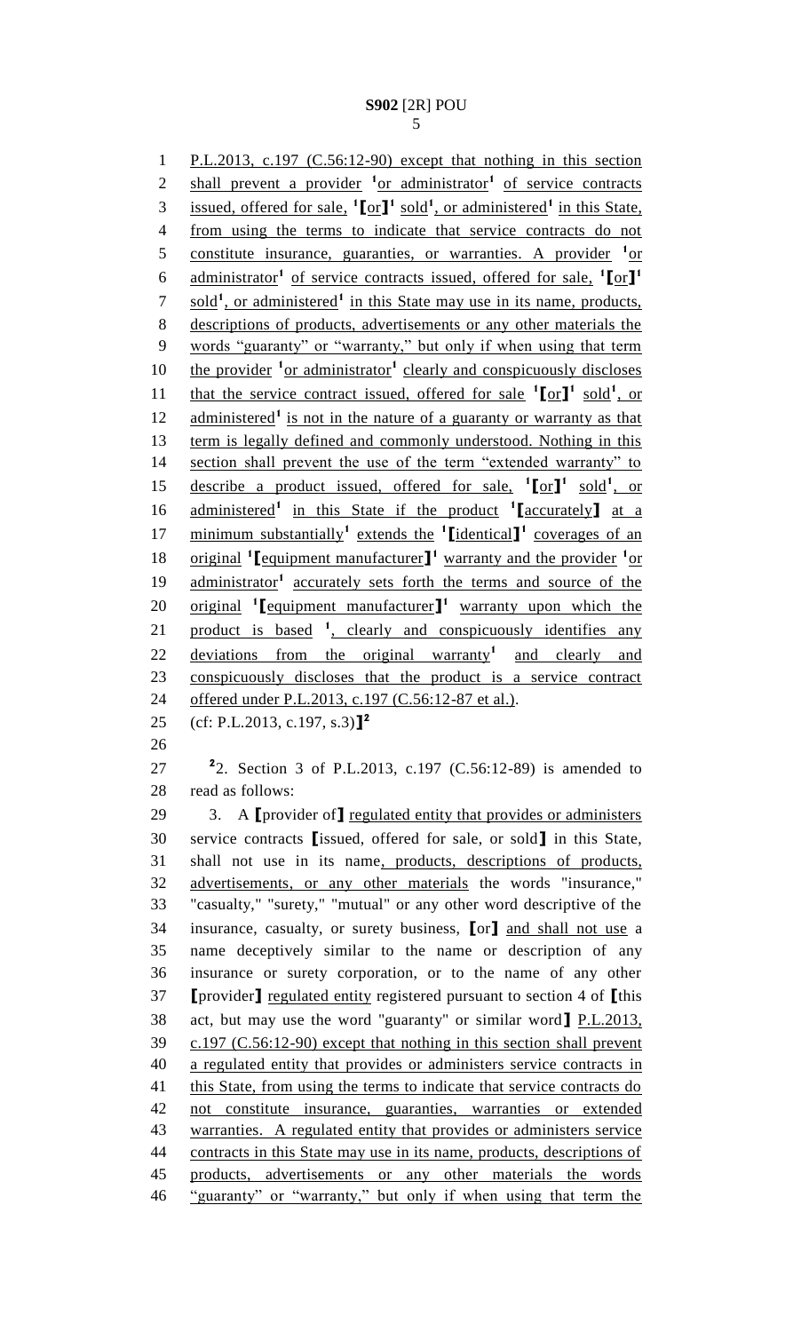P.L.2013, c.197 (C.56:12-90) except that nothing in this section shall prevent a provider [1]or administrator[1] of service contracts issued, offered for sale, [1]⟦or⟧[1] sold[1], or administered[1] in this State, from using the terms to indicate that service contracts do not constitute insurance, guaranties, or warranties. A provider [1]or administrator[1] of service contracts issued, offered for sale, [1]⟦or⟧[1] sold[1], or administered[1] in this State may use in its name, products, descriptions of products, advertisements or any other materials the words "guaranty" or "warranty," but only if when using that term the provider [1]or administrator[1] clearly and conspicuously discloses that the service contract issued, offered for sale [1]⟦or⟧[1] sold[1], or administered[1] is not in the nature of a guaranty or warranty as that term is legally defined and commonly understood. Nothing in this section shall prevent the use of the term "extended warranty" to describe a product issued, offered for sale, [1]⟦or⟧[1] sold[1], or administered[1] in this State if the product [1]⟦accurately⟧ at a minimum substantially[1] extends the [1]⟦identical⟧[1] coverages of an original [1]⟦equipment manufacturer⟧[1] warranty and the provider [1]or administrator[1] accurately sets forth the terms and source of the original [1]⟦equipment manufacturer⟧[1] warranty upon which the product is based [1], clearly and conspicuously identifies any deviations from the original warranty[1] and clearly and conspicuously discloses that the product is a service contract offered under P.L.2013, c.197 (C.56:12-87 et al.).

(cf: P.L.2013, c.197, s.3)⟧[2]

[2]2. Section 3 of P.L.2013, c.197 (C.56:12-89) is amended to read as follows:

3. A ⟦provider of⟧ regulated entity that provides or administers service contracts ⟦issued, offered for sale, or sold⟧ in this State, shall not use in its name, products, descriptions of products, advertisements, or any other materials the words "insurance," "casualty," "surety," "mutual" or any other word descriptive of the insurance, casualty, or surety business, ⟦or⟧ and shall not use a name deceptively similar to the name or description of any insurance or surety corporation, or to the name of any other ⟦provider⟧ regulated entity registered pursuant to section 4 of ⟦this act, but may use the word "guaranty" or similar word⟧ P.L.2013, c.197 (C.56:12-90) except that nothing in this section shall prevent a regulated entity that provides or administers service contracts in this State, from using the terms to indicate that service contracts do not constitute insurance, guaranties, warranties or extended warranties. A regulated entity that provides or administers service contracts in this State may use in its name, products, descriptions of products, advertisements or any other materials the words "guaranty" or "warranty," but only if when using that term the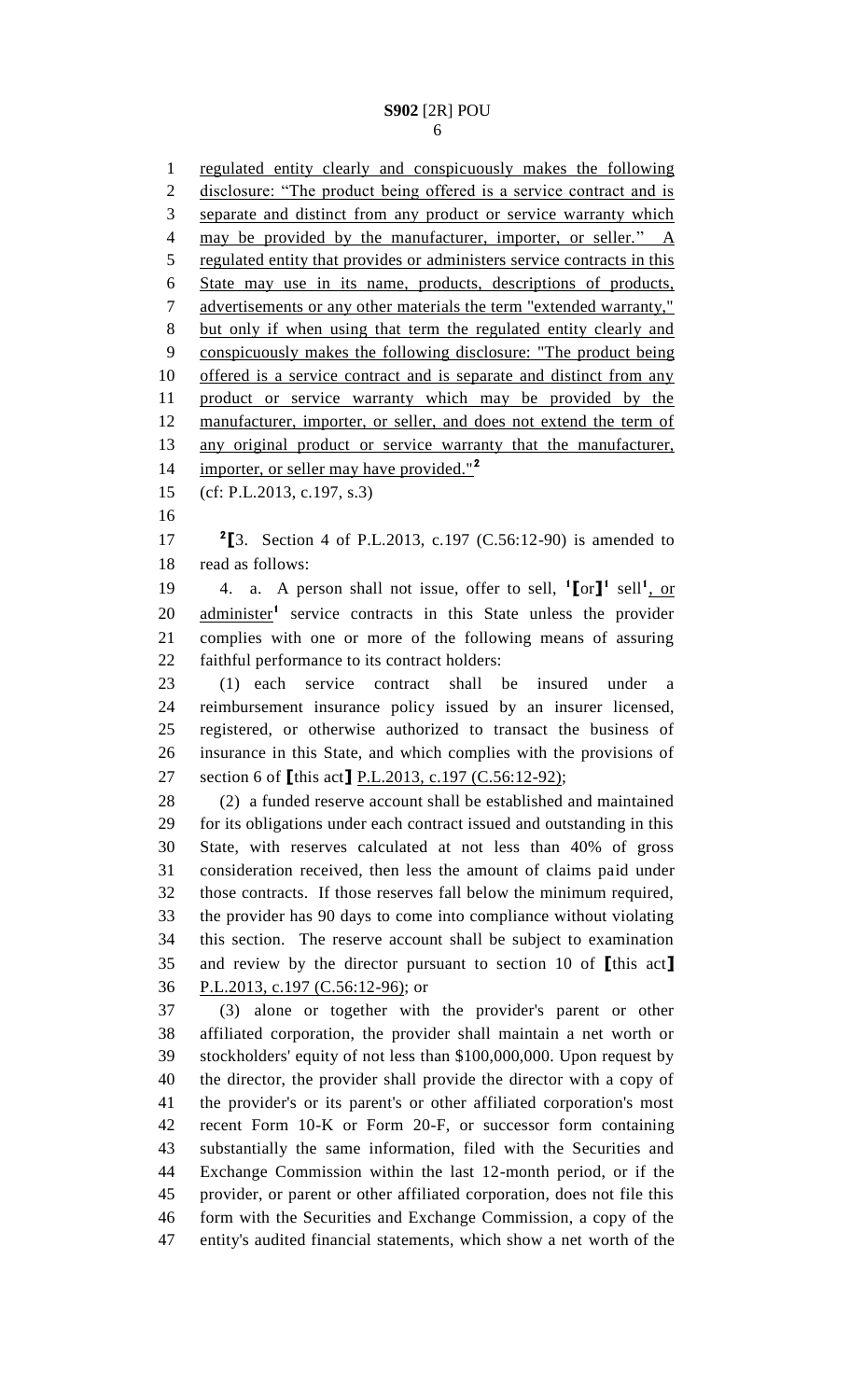regulated entity clearly and conspicuously makes the following disclosure: "The product being offered is a service contract and is separate and distinct from any product or service warranty which may be provided by the manufacturer, importer, or seller." A regulated entity that provides or administers service contracts in this State may use in its name, products, descriptions of products, advertisements or any other materials the term "extended warranty," but only if when using that term the regulated entity clearly and conspicuously makes the following disclosure: "The product being offered is a service contract and is separate and distinct from any product or service warranty which may be provided by the manufacturer, importer, or seller, and does not extend the term of any original product or service warranty that the manufacturer, importer, or seller may have provided."[2]

(cf: P.L.2013, c.197, s.3)

[2]⟦3. Section 4 of P.L.2013, c.197 (C.56:12-90) is amended to read as follows:

4. a. A person shall not issue, offer to sell, [1]⟦or⟧[1] sell[1], or administer[1] service contracts in this State unless the provider complies with one or more of the following means of assuring faithful performance to its contract holders:

(1) each service contract shall be insured under a reimbursement insurance policy issued by an insurer licensed, registered, or otherwise authorized to transact the business of insurance in this State, and which complies with the provisions of section 6 of ⟦this act⟧ P.L.2013, c.197 (C.56:12-92);

(2) a funded reserve account shall be established and maintained for its obligations under each contract issued and outstanding in this State, with reserves calculated at not less than 40% of gross consideration received, then less the amount of claims paid under those contracts. If those reserves fall below the minimum required, the provider has 90 days to come into compliance without violating this section. The reserve account shall be subject to examination and review by the director pursuant to section 10 of ⟦this act⟧ P.L.2013, c.197 (C.56:12-96); or

(3) alone or together with the provider's parent or other affiliated corporation, the provider shall maintain a net worth or stockholders' equity of not less than $100,000,000. Upon request by the director, the provider shall provide the director with a copy of the provider's or its parent's or other affiliated corporation's most recent Form 10-K or Form 20-F, or successor form containing substantially the same information, filed with the Securities and Exchange Commission within the last 12-month period, or if the provider, or parent or other affiliated corporation, does not file this form with the Securities and Exchange Commission, a copy of the entity's audited financial statements, which show a net worth of the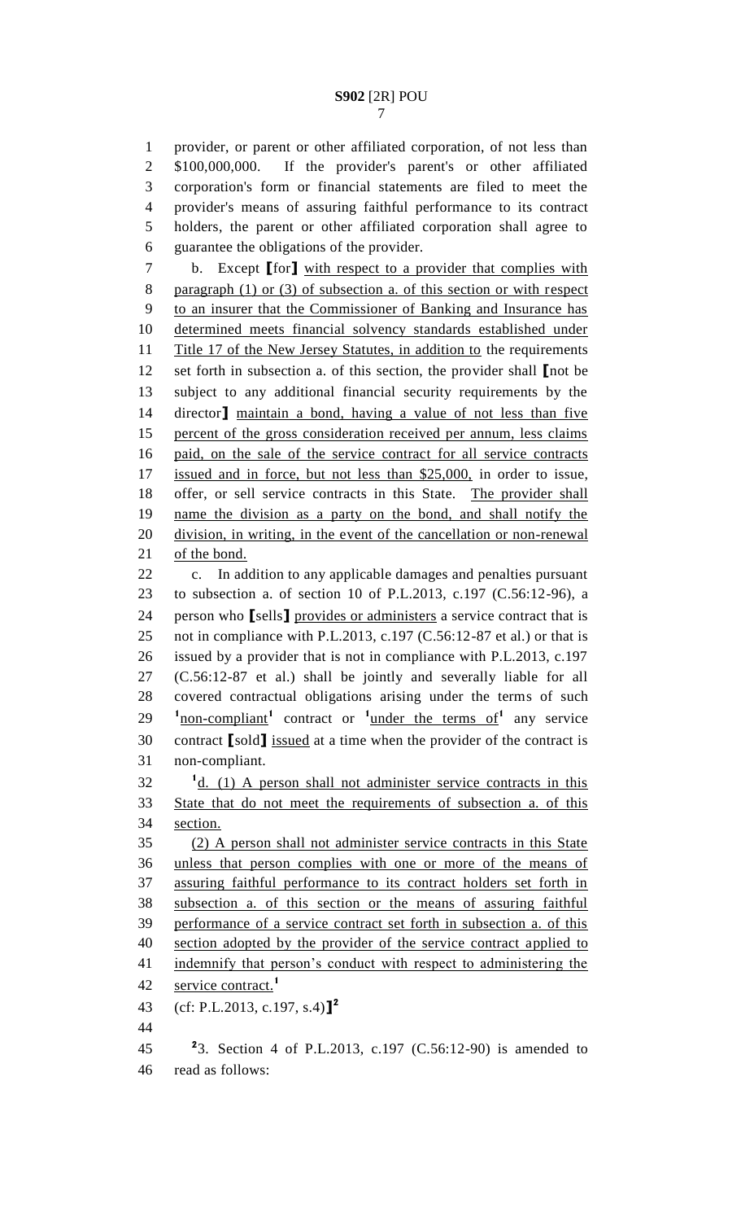provider, or parent or other affiliated corporation, of not less than $100,000,000. If the provider's parent's or other affiliated corporation's form or financial statements are filed to meet the provider's means of assuring faithful performance to its contract holders, the parent or other affiliated corporation shall agree to guarantee the obligations of the provider.

b. Except [for] with respect to a provider that complies with paragraph (1) or (3) of subsection a. of this section or with respect to an insurer that the Commissioner of Banking and Insurance has determined meets financial solvency standards established under Title 17 of the New Jersey Statutes, in addition to the requirements set forth in subsection a. of this section, the provider shall [not be subject to any additional financial security requirements by the director] maintain a bond, having a value of not less than five percent of the gross consideration received per annum, less claims paid, on the sale of the service contract for all service contracts issued and in force, but not less than $25,000, in order to issue, offer, or sell service contracts in this State. The provider shall name the division as a party on the bond, and shall notify the division, in writing, in the event of the cancellation or non-renewal of the bond.

c. In addition to any applicable damages and penalties pursuant to subsection a. of section 10 of P.L.2013, c.197 (C.56:12-96), a person who [sells] provides or administers a service contract that is not in compliance with P.L.2013, c.197 (C.56:12-87 et al.) or that is issued by a provider that is not in compliance with P.L.2013, c.197 (C.56:12-87 et al.) shall be jointly and severally liable for all covered contractual obligations arising under the terms of such [1]non-compliant[1] contract or [1]under the terms of[1] any service contract [sold] issued at a time when the provider of the contract is non-compliant.

[1]d. (1) A person shall not administer service contracts in this State that do not meet the requirements of subsection a. of this section.

(2) A person shall not administer service contracts in this State unless that person complies with one or more of the means of assuring faithful performance to its contract holders set forth in subsection a. of this section or the means of assuring faithful performance of a service contract set forth in subsection a. of this section adopted by the provider of the service contract applied to indemnify that person's conduct with respect to administering the service contract.[1]

(cf: P.L.2013, c.197, s.4)][2]

[2]3. Section 4 of P.L.2013, c.197 (C.56:12-90) is amended to read as follows: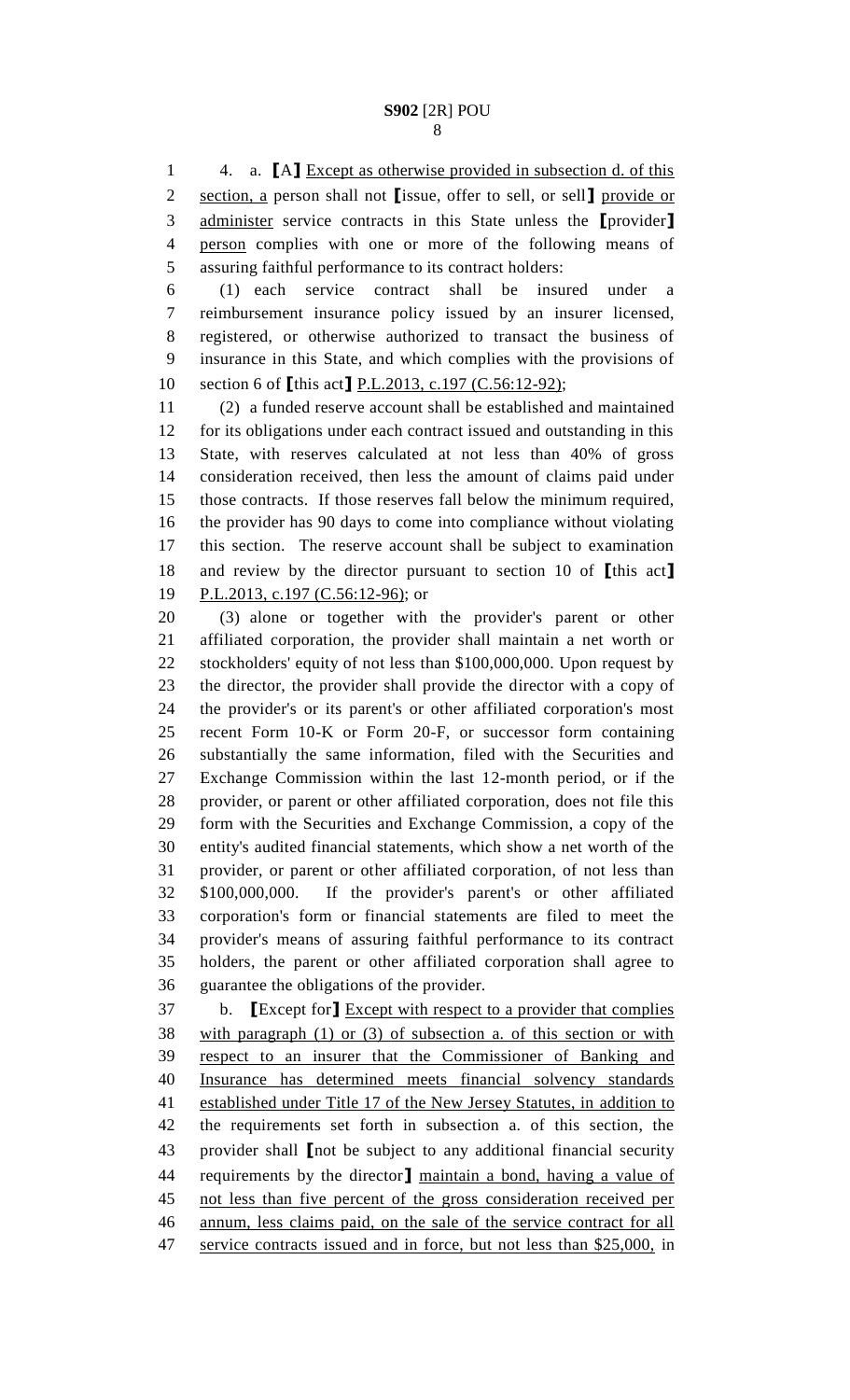4. a. [A] Except as otherwise provided in subsection d. of this section, a person shall not [issue, offer to sell, or sell] provide or administer service contracts in this State unless the [provider] person complies with one or more of the following means of assuring faithful performance to its contract holders:

(1) each service contract shall be insured under a reimbursement insurance policy issued by an insurer licensed, registered, or otherwise authorized to transact the business of insurance in this State, and which complies with the provisions of section 6 of [this act] P.L.2013, c.197 (C.56:12-92);

(2) a funded reserve account shall be established and maintained for its obligations under each contract issued and outstanding in this State, with reserves calculated at not less than 40% of gross consideration received, then less the amount of claims paid under those contracts. If those reserves fall below the minimum required, the provider has 90 days to come into compliance without violating this section. The reserve account shall be subject to examination and review by the director pursuant to section 10 of [this act] P.L.2013, c.197 (C.56:12-96); or

(3) alone or together with the provider's parent or other affiliated corporation, the provider shall maintain a net worth or stockholders' equity of not less than $100,000,000. Upon request by the director, the provider shall provide the director with a copy of the provider's or its parent's or other affiliated corporation's most recent Form 10-K or Form 20-F, or successor form containing substantially the same information, filed with the Securities and Exchange Commission within the last 12-month period, or if the provider, or parent or other affiliated corporation, does not file this form with the Securities and Exchange Commission, a copy of the entity's audited financial statements, which show a net worth of the provider, or parent or other affiliated corporation, of not less than $100,000,000. If the provider's parent's or other affiliated corporation's form or financial statements are filed to meet the provider's means of assuring faithful performance to its contract holders, the parent or other affiliated corporation shall agree to guarantee the obligations of the provider.

b. [Except for] Except with respect to a provider that complies with paragraph (1) or (3) of subsection a. of this section or with respect to an insurer that the Commissioner of Banking and Insurance has determined meets financial solvency standards established under Title 17 of the New Jersey Statutes, in addition to the requirements set forth in subsection a. of this section, the provider shall [not be subject to any additional financial security requirements by the director] maintain a bond, having a value of not less than five percent of the gross consideration received per annum, less claims paid, on the sale of the service contract for all service contracts issued and in force, but not less than $25,000, in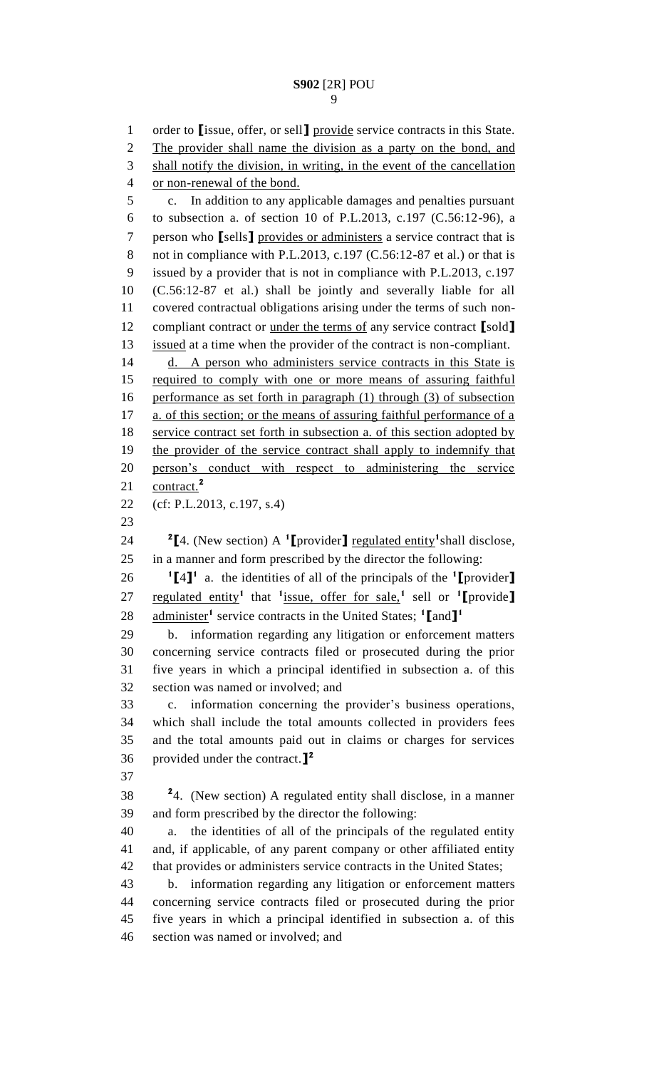order to **[**issue, offer, or sell**]** provide service contracts in this State. The provider shall name the division as a party on the bond, and shall notify the division, in writing, in the event of the cancellation or non-renewal of the bond.

c. In addition to any applicable damages and penalties pursuant to subsection a. of section 10 of P.L.2013, c.197 (C.56:12-96), a person who **[**sells**]** provides or administers a service contract that is not in compliance with P.L.2013, c.197 (C.56:12-87 et al.) or that is issued by a provider that is not in compliance with P.L.2013, c.197 (C.56:12-87 et al.) shall be jointly and severally liable for all covered contractual obligations arising under the terms of such non-compliant contract or under the terms of any service contract **[**sold**]** issued at a time when the provider of the contract is non-compliant.

d. A person who administers service contracts in this State is required to comply with one or more means of assuring faithful performance as set forth in paragraph (1) through (3) of subsection a. of this section; or the means of assuring faithful performance of a service contract set forth in subsection a. of this section adopted by the provider of the service contract shall apply to indemnify that person's conduct with respect to administering the service contract.[2]

(cf: P.L.2013, c.197, s.4)

[2]**[**4. (New section) A [1]**[**provider**]** regulated entity[1] shall disclose, in a manner and form prescribed by the director the following:

[1]**[**4**]**[1] a. the identities of all of the principals of the [1]**[**provider**]** regulated entity[1] that [1]issue, offer for sale,[1] sell or [1]**[**provide**]** administer[1] service contracts in the United States; [1]**[**and**]**[1]

b. information regarding any litigation or enforcement matters concerning service contracts filed or prosecuted during the prior five years in which a principal identified in subsection a. of this section was named or involved; and

c. information concerning the provider's business operations, which shall include the total amounts collected in providers fees and the total amounts paid out in claims or charges for services provided under the contract.**]**[2]

[2]4. (New section) A regulated entity shall disclose, in a manner and form prescribed by the director the following:

a. the identities of all of the principals of the regulated entity and, if applicable, of any parent company or other affiliated entity that provides or administers service contracts in the United States;

b. information regarding any litigation or enforcement matters concerning service contracts filed or prosecuted during the prior five years in which a principal identified in subsection a. of this section was named or involved; and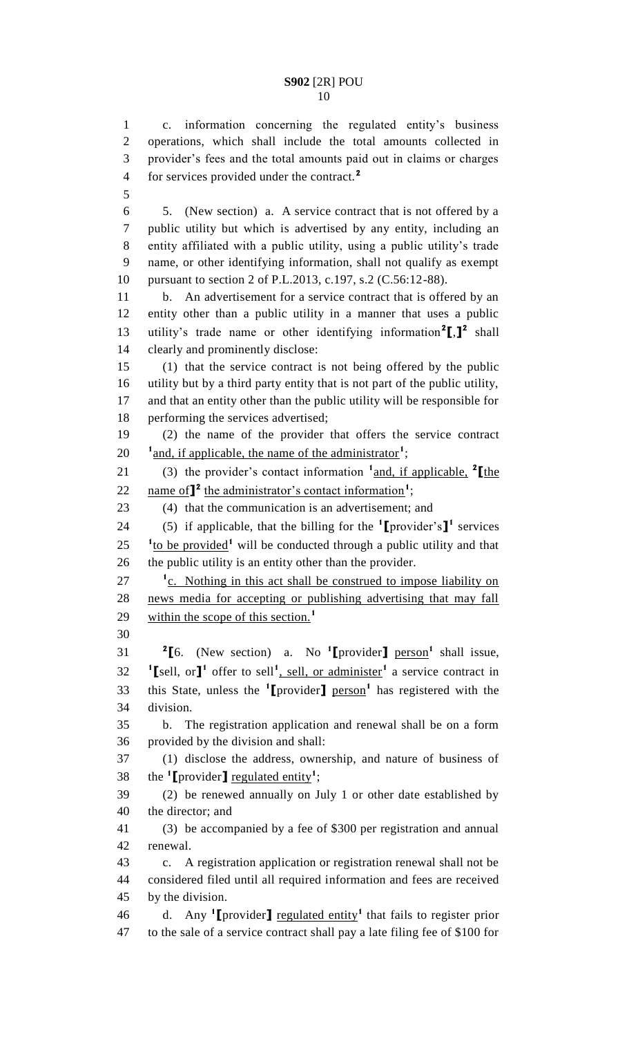c. information concerning the regulated entity's business operations, which shall include the total amounts collected in provider's fees and the total amounts paid out in claims or charges for services provided under the contract.[2]

5. (New section) a. A service contract that is not offered by a public utility but which is advertised by any entity, including an entity affiliated with a public utility, using a public utility's trade name, or other identifying information, shall not qualify as exempt pursuant to section 2 of P.L.2013, c.197, s.2 (C.56:12-88).

b. An advertisement for a service contract that is offered by an entity other than a public utility in a manner that uses a public utility's trade name or other identifying information[2]【,】[2] shall clearly and prominently disclose:

(1) that the service contract is not being offered by the public utility but by a third party entity that is not part of the public utility, and that an entity other than the public utility will be responsible for performing the services advertised;

(2) the name of the provider that offers the service contract [1]<u>and, if applicable, the name of the administrator</u>[1];

(3) the provider's contact information [1]<u>and, if applicable,</u> [2]【<u>the name of</u>】[2] <u>the administrator's contact information</u>[1];

(4) that the communication is an advertisement; and

(5) if applicable, that the billing for the [1]【provider's】[1] services [1]<u>to be provided</u>[1] will be conducted through a public utility and that the public utility is an entity other than the provider.

[1]<u>c. Nothing in this act shall be construed to impose liability on news media for accepting or publishing advertising that may fall within the scope of this section.</u>[1]

[2]【6. (New section) a. No [1]【provider】 <u>person</u>[1] shall issue, [1]【sell, or】[1] offer to sell[1]<u>, sell, or administer</u>[1] a service contract in this State, unless the [1]【provider】 <u>person</u>[1] has registered with the division.

b. The registration application and renewal shall be on a form provided by the division and shall:

(1) disclose the address, ownership, and nature of business of the [1]【provider】 <u>regulated entity</u>[1];

(2) be renewed annually on July 1 or other date established by the director; and

(3) be accompanied by a fee of $300 per registration and annual renewal.

c. A registration application or registration renewal shall not be considered filed until all required information and fees are received by the division.

d. Any [1]【provider】 <u>regulated entity</u>[1] that fails to register prior to the sale of a service contract shall pay a late filing fee of $100 for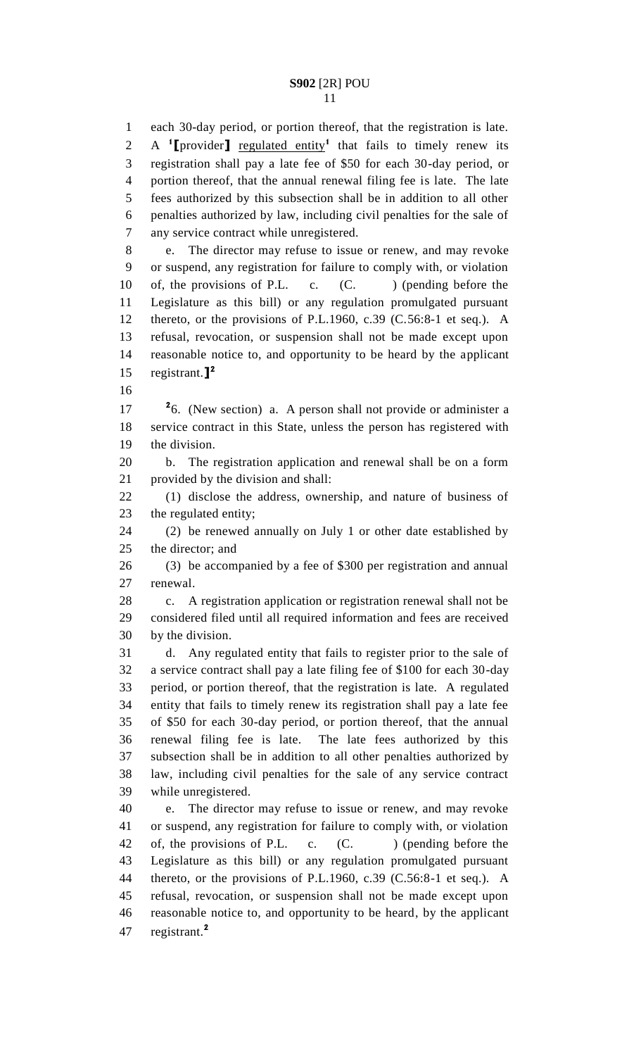each 30-day period, or portion thereof, that the registration is late. A [1][provider] regulated entity[1] that fails to timely renew its registration shall pay a late fee of $50 for each 30-day period, or portion thereof, that the annual renewal filing fee is late. The late fees authorized by this subsection shall be in addition to all other penalties authorized by law, including civil penalties for the sale of any service contract while unregistered.

e. The director may refuse to issue or renew, and may revoke or suspend, any registration for failure to comply with, or violation of, the provisions of P.L. c. (C. ) (pending before the Legislature as this bill) or any regulation promulgated pursuant thereto, or the provisions of P.L.1960, c.39 (C.56:8-1 et seq.). A refusal, revocation, or suspension shall not be made except upon reasonable notice to, and opportunity to be heard by the applicant registrant.][2]

[2]6. (New section) a. A person shall not provide or administer a service contract in this State, unless the person has registered with the division.

b. The registration application and renewal shall be on a form provided by the division and shall:

(1) disclose the address, ownership, and nature of business of the regulated entity;

(2) be renewed annually on July 1 or other date established by the director; and

(3) be accompanied by a fee of $300 per registration and annual renewal.

c. A registration application or registration renewal shall not be considered filed until all required information and fees are received by the division.

d. Any regulated entity that fails to register prior to the sale of a service contract shall pay a late filing fee of $100 for each 30-day period, or portion thereof, that the registration is late. A regulated entity that fails to timely renew its registration shall pay a late fee of $50 for each 30-day period, or portion thereof, that the annual renewal filing fee is late. The late fees authorized by this subsection shall be in addition to all other penalties authorized by law, including civil penalties for the sale of any service contract while unregistered.

e. The director may refuse to issue or renew, and may revoke or suspend, any registration for failure to comply with, or violation of, the provisions of P.L. c. (C. ) (pending before the Legislature as this bill) or any regulation promulgated pursuant thereto, or the provisions of P.L.1960, c.39 (C.56:8-1 et seq.). A refusal, revocation, or suspension shall not be made except upon reasonable notice to, and opportunity to be heard, by the applicant registrant.[2]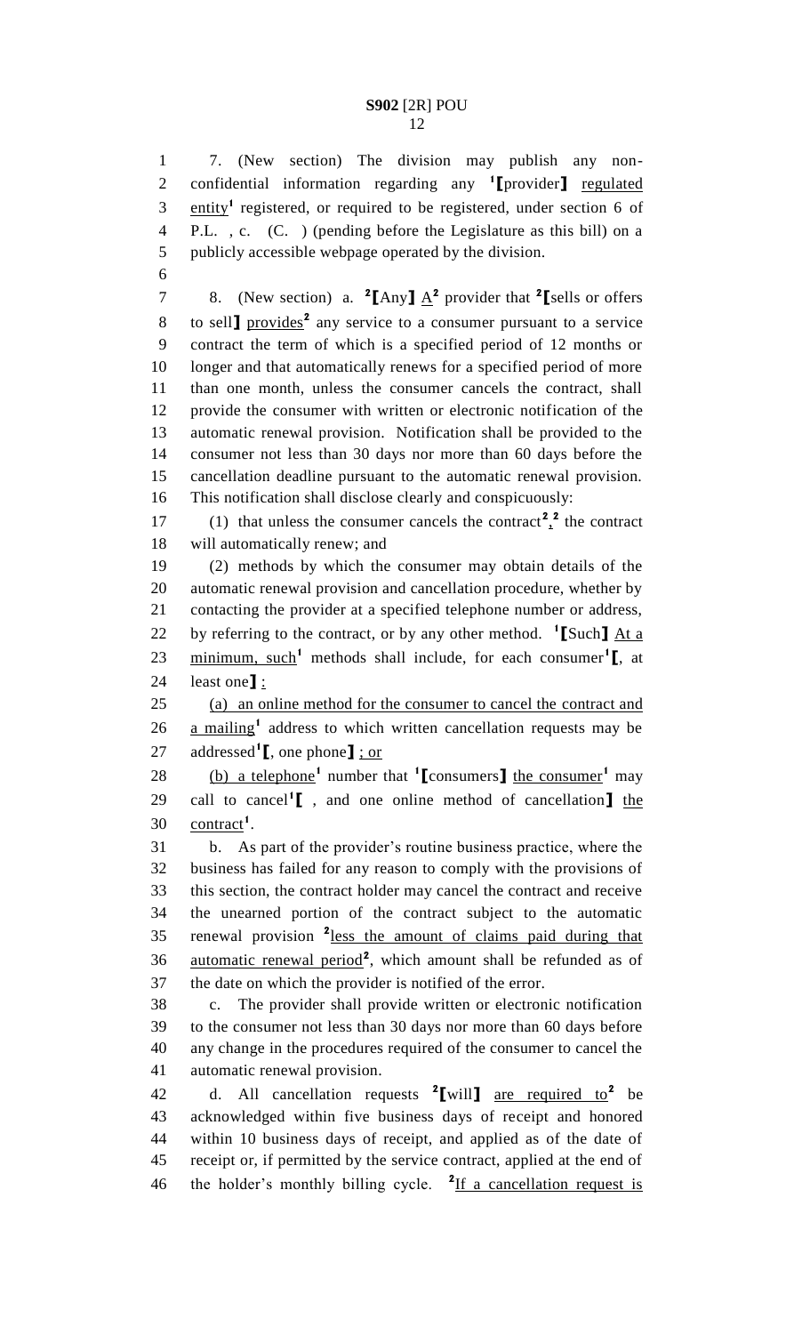7. (New section) The division may publish any non-confidential information regarding any [1]⟦provider⟧ regulated entity[1] registered, or required to be registered, under section 6 of P.L. , c. (C. ) (pending before the Legislature as this bill) on a publicly accessible webpage operated by the division.

8. (New section) a. [2]⟦Any⟧ A[2] provider that [2]⟦sells or offers to sell⟧ provides[2] any service to a consumer pursuant to a service contract the term of which is a specified period of 12 months or longer and that automatically renews for a specified period of more than one month, unless the consumer cancels the contract, shall provide the consumer with written or electronic notification of the automatic renewal provision. Notification shall be provided to the consumer not less than 30 days nor more than 60 days before the cancellation deadline pursuant to the automatic renewal provision. This notification shall disclose clearly and conspicuously:

(1) that unless the consumer cancels the contract[2],[2] the contract will automatically renew; and

(2) methods by which the consumer may obtain details of the automatic renewal provision and cancellation procedure, whether by contacting the provider at a specified telephone number or address, by referring to the contract, or by any other method. [1]⟦Such⟧ At a minimum, such[1] methods shall include, for each consumer[1]⟦, at least one⟧ :

(a) an online method for the consumer to cancel the contract and a mailing[1] address to which written cancellation requests may be addressed[1]⟦, one phone⟧ ; or

(b) a telephone[1] number that [1]⟦consumers⟧ the consumer[1] may call to cancel[1]⟦ , and one online method of cancellation⟧ the contract[1].

b. As part of the provider's routine business practice, where the business has failed for any reason to comply with the provisions of this section, the contract holder may cancel the contract and receive the unearned portion of the contract subject to the automatic renewal provision [2]less the amount of claims paid during that automatic renewal period[2], which amount shall be refunded as of the date on which the provider is notified of the error.

c. The provider shall provide written or electronic notification to the consumer not less than 30 days nor more than 60 days before any change in the procedures required of the consumer to cancel the automatic renewal provision.

d. All cancellation requests [2]⟦will⟧ are required to[2] be acknowledged within five business days of receipt and honored within 10 business days of receipt, and applied as of the date of receipt or, if permitted by the service contract, applied at the end of the holder's monthly billing cycle. [2]If a cancellation request is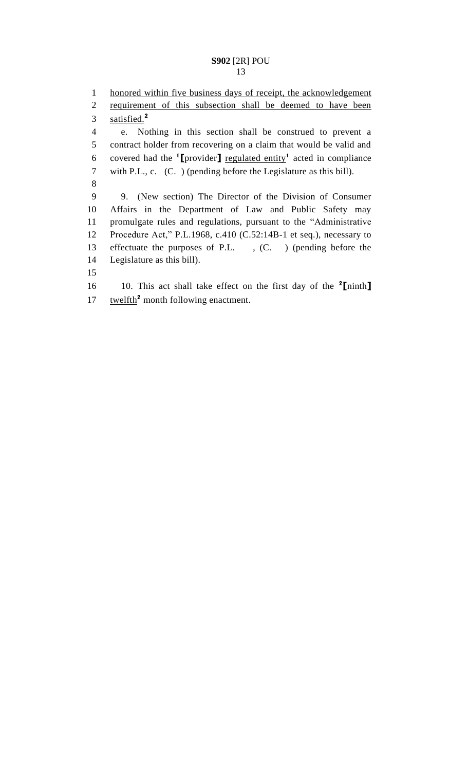honored within five business days of receipt, the acknowledgement requirement of this subsection shall be deemed to have been satisfied.[2]

e. Nothing in this section shall be construed to prevent a contract holder from recovering on a claim that would be valid and covered had the [1]【provider】 regulated entity[1] acted in compliance with P.L., c. (C. ) (pending before the Legislature as this bill).

9. (New section) The Director of the Division of Consumer Affairs in the Department of Law and Public Safety may promulgate rules and regulations, pursuant to the "Administrative Procedure Act," P.L.1968, c.410 (C.52:14B-1 et seq.), necessary to effectuate the purposes of P.L. , (C. ) (pending before the Legislature as this bill).

10. This act shall take effect on the first day of the [2]【ninth】 twelfth[2] month following enactment.